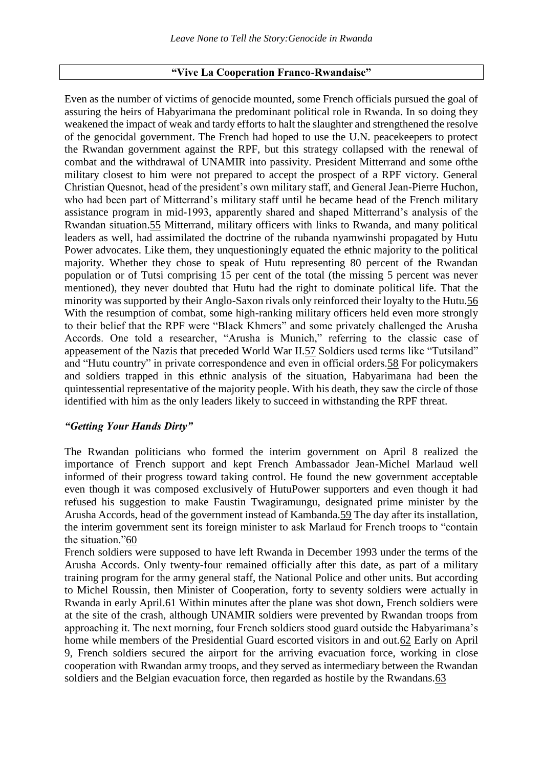## "Vive La Cooperation Franco-Rwandaise"

Even as the number of victims of genocide mounted, some French officials pursued the goal of assuring the heirs of Habyarimana the predominant political role in Rwanda. In so doing they weakened the impact of weak and tardy efforts to halt the slaughter and strengthened the resolve of the genocidal government. The French had hoped to use the U.N. peacekeepers to protect the Rwandan government against the RPF, but this strategy collapsed with the renewal of combat and the withdrawal of UNAMIR into passivity. President Mitterrand and some ofthe military closest to him were not prepared to accept the prospect of a RPF victory. General Christian Quesnot, head of the president's own military staff, and General Jean-Pierre Huchon, who had been part of Mitterrand's military staff until he became head of the French military assistance program in mid-1993, apparently shared and shaped Mitterrand's analysis of the Rwandan situation.55 Mitterrand, military officers with links to Rwanda, and many political leaders as well, had assimilated the doctrine of the rubanda nyamwinshi propagated by Hutu Power advocates. Like them, they unquestioningly equated the ethnic majority to the political majority. Whether they chose to speak of Hutu representing 80 percent of the Rwandan population or of Tutsi comprising 15 per cent of the total (the missing 5 percent was never mentioned), they never doubted that Hutu had the right to dominate political life. That the minority was supported by their Anglo-Saxon rivals only reinforced their loyalty to the Hutu.56 With the resumption of combat, some high-ranking military officers held even more strongly to their belief that the RPF were "Black Khmers" and some privately challenged the Arusha Accords. One told a researcher, "Arusha is Munich," referring to the classic case of appeasement of the Nazis that preceded World War II.57 Soldiers used terms like "Tutsiland" and "Hutu country" in private correspondence and even in official orders.58 For policymakers and soldiers trapped in this ethnic analysis of the situation, Habyarimana had been the quintessential representative of the majority people. With his death, they saw the circle of those identified with him as the only leaders likely to succeed in withstanding the RPF threat.

### *"Getting Your Hands Dirty"*

The Rwandan politicians who formed the interim government on April 8 realized the importance of French support and kept French Ambassador Jean-Michel Marlaud well informed of their progress toward taking control. He found the new government acceptable even though it was composed exclusively of HutuPower supporters and even though it had refused his suggestion to make Faustin Twagiramungu, designated prime minister by the Arusha Accords, head of the government instead of Kambanda.59 The day after its installation, the interim government sent its foreign minister to ask Marlaud for French troops to "contain the situation."60

French soldiers were supposed to have left Rwanda in December 1993 under the terms of the Arusha Accords. Only twenty-four remained officially after this date, as part of a military training program for the army general staff, the National Police and other units. But according to Michel Roussin, then Minister of Cooperation, forty to seventy soldiers were actually in Rwanda in early April.61 Within minutes after the plane was shot down, French soldiers were at the site of the crash, although UNAMIR soldiers were prevented by Rwandan troops from approaching it. The next morning, four French soldiers stood guard outside the Habyarimana's home while members of the Presidential Guard escorted visitors in and out.62 Early on April 9, French soldiers secured the airport for the arriving evacuation force, working in close cooperation with Rwandan army troops, and they served as intermediary between the Rwandan soldiers and the Belgian evacuation force, then regarded as hostile by the Rwandans.63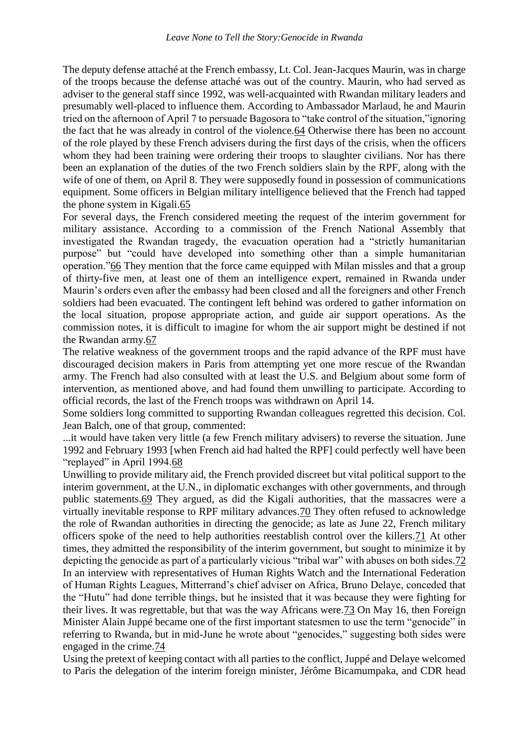The deputy defense attaché at the French embassy, Lt. Col. Jean-Jacques Maurin, was in charge of the troops because the defense attaché was out of the country. Maurin, who had served as adviser to the general staff since 1992, was well-acquainted with Rwandan military leaders and presumably well-placed to influence them. According to Ambassador Marlaud, he and Maurin tried on the afternoon of April 7 to persuade Bagosora to "take control of the situation,"ignoring the fact that he was already in control of the violence.64 Otherwise there has been no account of the role played by these French advisers during the first days of the crisis, when the officers whom they had been training were ordering their troops to slaughter civilians. Nor has there been an explanation of the duties of the two French soldiers slain by the RPF, along with the wife of one of them, on April 8. They were supposedly found in possession of communications equipment. Some officers in Belgian military intelligence believed that the French had tapped the phone system in Kigali.65

For several days, the French considered meeting the request of the interim government for military assistance. According to a commission of the French National Assembly that investigated the Rwandan tragedy, the evacuation operation had a "strictly humanitarian purpose" but "could have developed into something other than a simple humanitarian operation."66 They mention that the force came equipped with Milan missles and that a group of thirty-five men, at least one of them an intelligence expert, remained in Rwanda under Maurin's orders even after the embassy had been closed and all the foreigners and other French soldiers had been evacuated. The contingent left behind was ordered to gather information on the local situation, propose appropriate action, and guide air support operations. As the commission notes, it is difficult to imagine for whom the air support might be destined if not the Rwandan army.67

The relative weakness of the government troops and the rapid advance of the RPF must have discouraged decision makers in Paris from attempting yet one more rescue of the Rwandan army. The French had also consulted with at least the U.S. and Belgium about some form of intervention, as mentioned above, and had found them unwilling to participate. According to official records, the last of the French troops was withdrawn on April 14.

Some soldiers long committed to supporting Rwandan colleagues regretted this decision. Col. Jean Balch, one of that group, commented:

...it would have taken very little (a few French military advisers) to reverse the situation. June 1992 and February 1993 [when French aid had halted the RPF] could perfectly well have been "replayed" in April 1994.68

Unwilling to provide military aid, the French provided discreet but vital political support to the interim government, at the U.N., in diplomatic exchanges with other governments, and through public statements.69 They argued, as did the Kigali authorities, that the massacres were a virtually inevitable response to RPF military advances.70 They often refused to acknowledge the role of Rwandan authorities in directing the genocide; as late as June 22, French military officers spoke of the need to help authorities reestablish control over the killers.71 At other times, they admitted the responsibility of the interim government, but sought to minimize it by depicting the genocide as part of a particularly vicious "tribal war" with abuses on both sides.72 In an interview with representatives of Human Rights Watch and the International Federation of Human Rights Leagues, Mitterrand's chief adviser on Africa, Bruno Delaye, conceded that the "Hutu" had done terrible things, but he insisted that it was because they were fighting for their lives. It was regrettable, but that was the way Africans were.73 On May 16, then Foreign Minister Alain Juppé became one of the first important statesmen to use the term "genocide" in referring to Rwanda, but in mid-June he wrote about "genocides," suggesting both sides were engaged in the crime.74

Using the pretext of keeping contact with all parties to the conflict, Juppé and Delaye welcomed to Paris the delegation of the interim foreign minister, Jérôme Bicamumpaka, and CDR head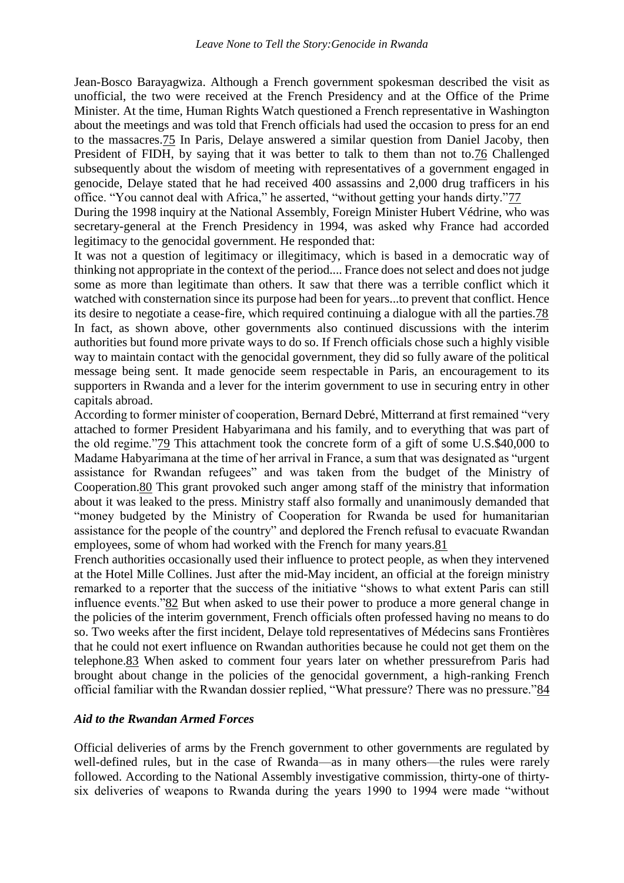Jean-Bosco Barayagwiza. Although a French government spokesman described the visit as unofficial, the two were received at the French Presidency and at the Office of the Prime Minister. At the time, Human Rights Watch questioned a French representative in Washington about the meetings and was told that French officials had used the occasion to press for an end to the massacres.[75] In Paris, Delaye answered a similar question from Daniel Jacoby, then President of FIDH, by saying that it was better to talk to them than not to.[76] Challenged subsequently about the wisdom of meeting with representatives of a government engaged in genocide, Delaye stated that he had received 400 assassins and 2,000 drug trafficers in his office. "You cannot deal with Africa," he asserted, "without getting your hands dirty."[77]

During the 1998 inquiry at the National Assembly, Foreign Minister Hubert Védrine, who was secretary-general at the French Presidency in 1994, was asked why France had accorded legitimacy to the genocidal government. He responded that:

It was not a question of legitimacy or illegitimacy, which is based in a democratic way of thinking not appropriate in the context of the period.... France does not select and does not judge some as more than legitimate than others. It saw that there was a terrible conflict which it watched with consternation since its purpose had been for years...to prevent that conflict. Hence its desire to negotiate a cease-fire, which required continuing a dialogue with all the parties.[78]

In fact, as shown above, other governments also continued discussions with the interim authorities but found more private ways to do so. If French officials chose such a highly visible way to maintain contact with the genocidal government, they did so fully aware of the political message being sent. It made genocide seem respectable in Paris, an encouragement to its supporters in Rwanda and a lever for the interim government to use in securing entry in other capitals abroad.

According to former minister of cooperation, Bernard Debré, Mitterrand at first remained "very attached to former President Habyarimana and his family, and to everything that was part of the old regime."[79] This attachment took the concrete form of a gift of some U.S.$40,000 to Madame Habyarimana at the time of her arrival in France, a sum that was designated as "urgent assistance for Rwandan refugees" and was taken from the budget of the Ministry of Cooperation.[80] This grant provoked such anger among staff of the ministry that information about it was leaked to the press. Ministry staff also formally and unanimously demanded that "money budgeted by the Ministry of Cooperation for Rwanda be used for humanitarian assistance for the people of the country" and deplored the French refusal to evacuate Rwandan employees, some of whom had worked with the French for many years.[81]

French authorities occasionally used their influence to protect people, as when they intervened at the Hotel Mille Collines. Just after the mid-May incident, an official at the foreign ministry remarked to a reporter that the success of the initiative "shows to what extent Paris can still influence events."[82] But when asked to use their power to produce a more general change in the policies of the interim government, French officials often professed having no means to do so. Two weeks after the first incident, Delaye told representatives of Médecins sans Frontières that he could not exert influence on Rwandan authorities because he could not get them on the telephone.[83] When asked to comment four years later on whether pressurefrom Paris had brought about change in the policies of the genocidal government, a high-ranking French official familiar with the Rwandan dossier replied, "What pressure? There was no pressure."[84]

### *Aid to the Rwandan Armed Forces*

Official deliveries of arms by the French government to other governments are regulated by well-defined rules, but in the case of Rwanda—as in many others—the rules were rarely followed. According to the National Assembly investigative commission, thirty-one of thirty-six deliveries of weapons to Rwanda during the years 1990 to 1994 were made "without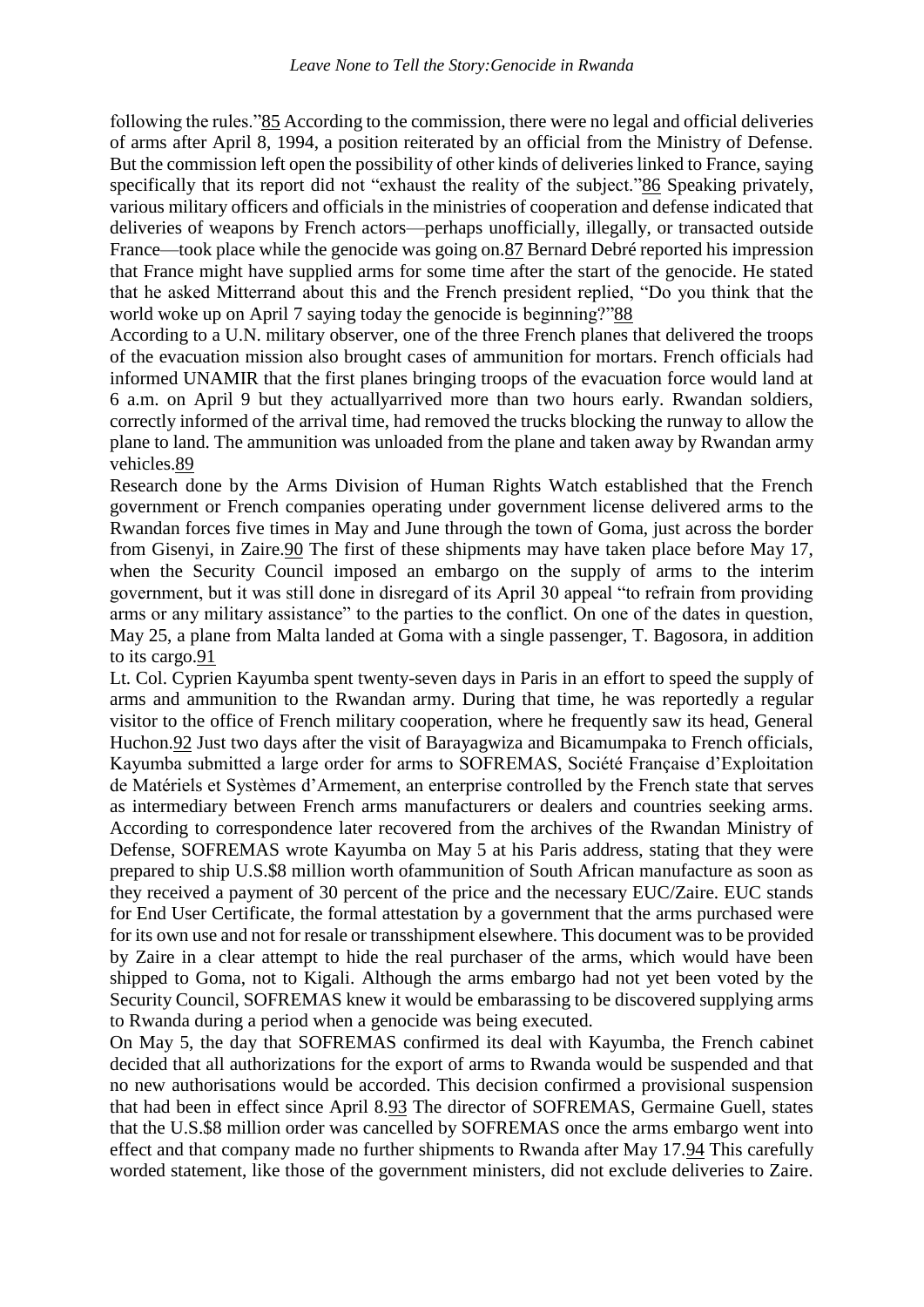following the rules."[85] According to the commission, there were no legal and official deliveries of arms after April 8, 1994, a position reiterated by an official from the Ministry of Defense. But the commission left open the possibility of other kinds of deliveries linked to France, saying specifically that its report did not "exhaust the reality of the subject."[86] Speaking privately, various military officers and officials in the ministries of cooperation and defense indicated that deliveries of weapons by French actors—perhaps unofficially, illegally, or transacted outside France—took place while the genocide was going on.[87] Bernard Debré reported his impression that France might have supplied arms for some time after the start of the genocide. He stated that he asked Mitterrand about this and the French president replied, "Do you think that the world woke up on April 7 saying today the genocide is beginning?"[88]

According to a U.N. military observer, one of the three French planes that delivered the troops of the evacuation mission also brought cases of ammunition for mortars. French officials had informed UNAMIR that the first planes bringing troops of the evacuation force would land at 6 a.m. on April 9 but they actuallyarrived more than two hours early. Rwandan soldiers, correctly informed of the arrival time, had removed the trucks blocking the runway to allow the plane to land. The ammunition was unloaded from the plane and taken away by Rwandan army vehicles.[89]

Research done by the Arms Division of Human Rights Watch established that the French government or French companies operating under government license delivered arms to the Rwandan forces five times in May and June through the town of Goma, just across the border from Gisenyi, in Zaire.[90] The first of these shipments may have taken place before May 17, when the Security Council imposed an embargo on the supply of arms to the interim government, but it was still done in disregard of its April 30 appeal "to refrain from providing arms or any military assistance" to the parties to the conflict. On one of the dates in question, May 25, a plane from Malta landed at Goma with a single passenger, T. Bagosora, in addition to its cargo.[91]

Lt. Col. Cyprien Kayumba spent twenty-seven days in Paris in an effort to speed the supply of arms and ammunition to the Rwandan army. During that time, he was reportedly a regular visitor to the office of French military cooperation, where he frequently saw its head, General Huchon.[92] Just two days after the visit of Barayagwiza and Bicamumpaka to French officials, Kayumba submitted a large order for arms to SOFREMAS, Société Française d'Exploitation de Matériels et Systèmes d'Armement, an enterprise controlled by the French state that serves as intermediary between French arms manufacturers or dealers and countries seeking arms. According to correspondence later recovered from the archives of the Rwandan Ministry of Defense, SOFREMAS wrote Kayumba on May 5 at his Paris address, stating that they were prepared to ship U.S.$8 million worth ofammunition of South African manufacture as soon as they received a payment of 30 percent of the price and the necessary EUC/Zaire. EUC stands for End User Certificate, the formal attestation by a government that the arms purchased were for its own use and not for resale or transshipment elsewhere. This document was to be provided by Zaire in a clear attempt to hide the real purchaser of the arms, which would have been shipped to Goma, not to Kigali. Although the arms embargo had not yet been voted by the Security Council, SOFREMAS knew it would be embarassing to be discovered supplying arms to Rwanda during a period when a genocide was being executed.

On May 5, the day that SOFREMAS confirmed its deal with Kayumba, the French cabinet decided that all authorizations for the export of arms to Rwanda would be suspended and that no new authorisations would be accorded. This decision confirmed a provisional suspension that had been in effect since April 8.[93] The director of SOFREMAS, Germaine Guell, states that the U.S.$8 million order was cancelled by SOFREMAS once the arms embargo went into effect and that company made no further shipments to Rwanda after May 17.[94] This carefully worded statement, like those of the government ministers, did not exclude deliveries to Zaire.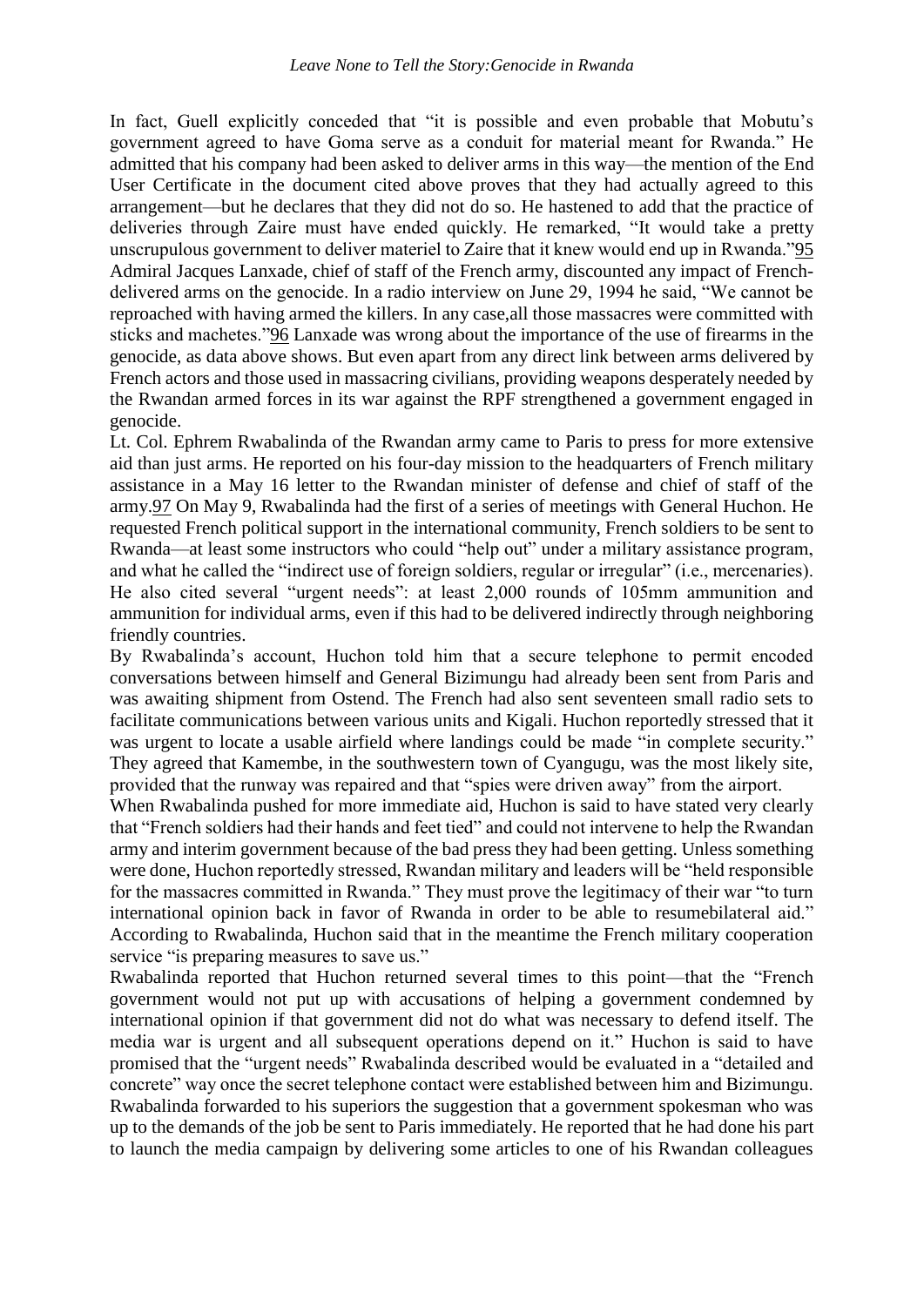In fact, Guell explicitly conceded that "it is possible and even probable that Mobutu's government agreed to have Goma serve as a conduit for material meant for Rwanda." He admitted that his company had been asked to deliver arms in this way—the mention of the End User Certificate in the document cited above proves that they had actually agreed to this arrangement—but he declares that they did not do so. He hastened to add that the practice of deliveries through Zaire must have ended quickly. He remarked, "It would take a pretty unscrupulous government to deliver materiel to Zaire that it knew would end up in Rwanda."[95]

Admiral Jacques Lanxade, chief of staff of the French army, discounted any impact of French-delivered arms on the genocide. In a radio interview on June 29, 1994 he said, "We cannot be reproached with having armed the killers. In any case,all those massacres were committed with sticks and machetes."[96] Lanxade was wrong about the importance of the use of firearms in the genocide, as data above shows. But even apart from any direct link between arms delivered by French actors and those used in massacring civilians, providing weapons desperately needed by the Rwandan armed forces in its war against the RPF strengthened a government engaged in genocide.

Lt. Col. Ephrem Rwabalinda of the Rwandan army came to Paris to press for more extensive aid than just arms. He reported on his four-day mission to the headquarters of French military assistance in a May 16 letter to the Rwandan minister of defense and chief of staff of the army.[97] On May 9, Rwabalinda had the first of a series of meetings with General Huchon. He requested French political support in the international community, French soldiers to be sent to Rwanda—at least some instructors who could "help out" under a military assistance program, and what he called the "indirect use of foreign soldiers, regular or irregular" (i.e., mercenaries). He also cited several "urgent needs": at least 2,000 rounds of 105mm ammunition and ammunition for individual arms, even if this had to be delivered indirectly through neighboring friendly countries.

By Rwabalinda's account, Huchon told him that a secure telephone to permit encoded conversations between himself and General Bizimungu had already been sent from Paris and was awaiting shipment from Ostend. The French had also sent seventeen small radio sets to facilitate communications between various units and Kigali. Huchon reportedly stressed that it was urgent to locate a usable airfield where landings could be made "in complete security." They agreed that Kamembe, in the southwestern town of Cyangugu, was the most likely site, provided that the runway was repaired and that "spies were driven away" from the airport.

When Rwabalinda pushed for more immediate aid, Huchon is said to have stated very clearly that "French soldiers had their hands and feet tied" and could not intervene to help the Rwandan army and interim government because of the bad press they had been getting. Unless something were done, Huchon reportedly stressed, Rwandan military and leaders will be "held responsible for the massacres committed in Rwanda." They must prove the legitimacy of their war "to turn international opinion back in favor of Rwanda in order to be able to resumebilateral aid." According to Rwabalinda, Huchon said that in the meantime the French military cooperation service "is preparing measures to save us."

Rwabalinda reported that Huchon returned several times to this point—that the "French government would not put up with accusations of helping a government condemned by international opinion if that government did not do what was necessary to defend itself. The media war is urgent and all subsequent operations depend on it." Huchon is said to have promised that the "urgent needs" Rwabalinda described would be evaluated in a "detailed and concrete" way once the secret telephone contact were established between him and Bizimungu. Rwabalinda forwarded to his superiors the suggestion that a government spokesman who was up to the demands of the job be sent to Paris immediately. He reported that he had done his part to launch the media campaign by delivering some articles to one of his Rwandan colleagues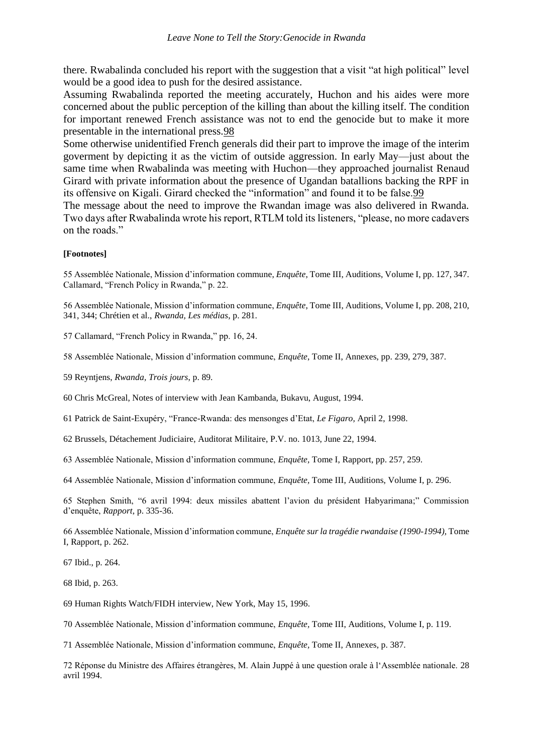there. Rwabalinda concluded his report with the suggestion that a visit "at high political" level would be a good idea to push for the desired assistance.

Assuming Rwabalinda reported the meeting accurately, Huchon and his aides were more concerned about the public perception of the killing than about the killing itself. The condition for important renewed French assistance was not to end the genocide but to make it more presentable in the international press.[98]

Some otherwise unidentified French generals did their part to improve the image of the interim goverment by depicting it as the victim of outside aggression. In early May—just about the same time when Rwabalinda was meeting with Huchon—they approached journalist Renaud Girard with private information about the presence of Ugandan batallions backing the RPF in its offensive on Kigali. Girard checked the "information" and found it to be false.[99]

The message about the need to improve the Rwandan image was also delivered in Rwanda. Two days after Rwabalinda wrote his report, RTLM told its listeners, "please, no more cadavers on the roads."

**[Footnotes]**

55 Assemblée Nationale, Mission d'information commune, *Enquête,* Tome III, Auditions, Volume I, pp. 127, 347. Callamard, "French Policy in Rwanda," p. 22.

56 Assemblée Nationale, Mission d'information commune, *Enquête*, Tome III, Auditions, Volume I, pp. 208, 210, 341, 344; Chrétien et al., *Rwanda, Les médias*, p. 281.

57 Callamard, "French Policy in Rwanda," pp. 16, 24.

58 Assemblée Nationale, Mission d'information commune, *Enquête*, Tome II, Annexes, pp. 239, 279, 387.

59 Reyntjens, *Rwanda, Trois jours*, p. 89.

60 Chris McGreal, Notes of interview with Jean Kambanda, Bukavu, August, 1994.

61 Patrick de Saint-Exupéry, "France-Rwanda: des mensonges d'Etat, *Le Figaro,* April 2, 1998.

62 Brussels, Détachement Judiciaire, Auditorat Militaire, P.V. no. 1013, June 22, 1994.

63 Assemblée Nationale, Mission d'information commune, *Enquête*, Tome I, Rapport, pp. 257, 259.

64 Assemblée Nationale, Mission d'information commune, *Enquête,* Tome III, Auditions, Volume I, p. 296.

65 Stephen Smith, "6 avril 1994: deux missiles abattent l'avion du président Habyarimana;" Commission d'enquête, *Rapport*, p. 335-36.

66 Assemblée Nationale, Mission d'information commune, *Enquête sur la tragédie rwandaise (1990-1994),* Tome I, Rapport, p. 262.

67 Ibid., p. 264.

68 Ibid, p. 263.

69 Human Rights Watch/FIDH interview, New York, May 15, 1996.

70 Assemblée Nationale, Mission d'information commune, *Enquête*, Tome III, Auditions, Volume I, p. 119.

71 Assemblée Nationale, Mission d'information commune, *Enquête,* Tome II, Annexes, p. 387.

72 Réponse du Ministre des Affaires étrangères, M. Alain Juppé à une question orale à l'Assemblée nationale. 28 avril 1994.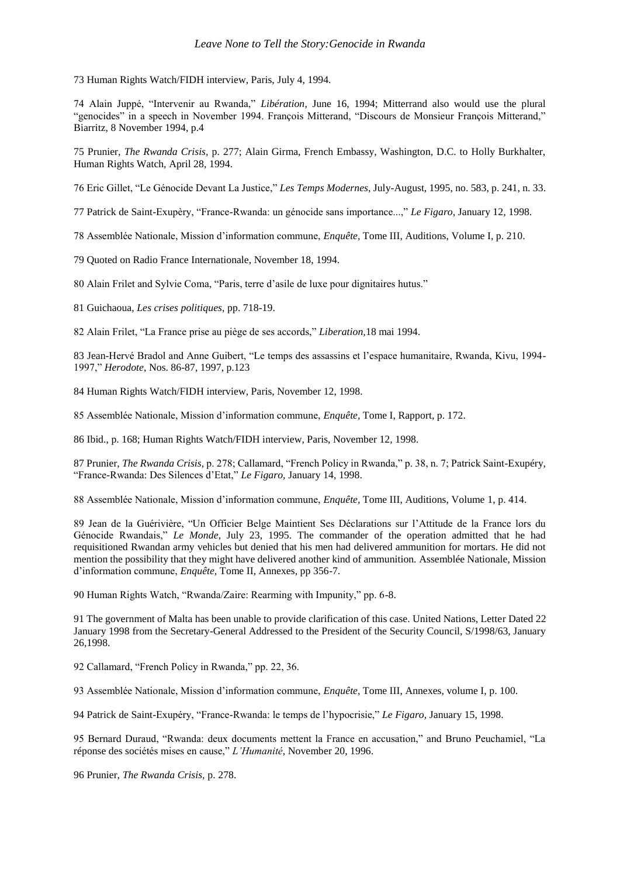73 Human Rights Watch/FIDH interview, Paris, July 4, 1994.

74 Alain Juppé, "Intervenir au Rwanda," *Libération*, June 16, 1994; Mitterrand also would use the plural "genocides" in a speech in November 1994. François Mitterrand, "Discours de Monsieur François Mitterand," Biarritz, 8 November 1994, p.4

75 Prunier, *The Rwanda Crisis*, p. 277; Alain Girma, French Embassy, Washington, D.C. to Holly Burkhalter, Human Rights Watch, April 28, 1994.

76 Eric Gillet, "Le Génocide Devant La Justice," *Les Temps Modernes*, July-August, 1995, no. 583, p. 241, n. 33.

77 Patrick de Saint-Exupèry, "France-Rwanda: un génocide sans importance...," *Le Figaro*, January 12, 1998.

78 Assemblée Nationale, Mission d'information commune, *Enquête*, Tome III, Auditions, Volume I, p. 210.

79 Quoted on Radio France Internationale, November 18, 1994.

80 Alain Frilet and Sylvie Coma, "Paris, terre d'asile de luxe pour dignitaires hutus."

81 Guichaoua, *Les crises politiques*, pp. 718-19.

82 Alain Frilet, "La France prise au piège de ses accords," *Liberation*,18 mai 1994.

83 Jean-Hervé Bradol and Anne Guibert, "Le temps des assassins et l'espace humanitaire, Rwanda, Kivu, 1994-1997," *Herodote*, Nos. 86-87, 1997, p.123

84 Human Rights Watch/FIDH interview, Paris, November 12, 1998.

85 Assemblée Nationale, Mission d'information commune, *Enquête*, Tome I, Rapport, p. 172.

86 Ibid., p. 168; Human Rights Watch/FIDH interview, Paris, November 12, 1998.

87 Prunier, *The Rwanda Crisis*, p. 278; Callamard, "French Policy in Rwanda," p. 38, n. 7; Patrick Saint-Exupéry, "France-Rwanda: Des Silences d'Etat," *Le Figaro*, January 14, 1998.

88 Assemblée Nationale, Mission d'information commune, *Enquête*, Tome III, Auditions, Volume 1, p. 414.

89 Jean de la Guérivière, "Un Officier Belge Maintient Ses Déclarations sur l'Attitude de la France lors du Génocide Rwandais," *Le Monde*, July 23, 1995. The commander of the operation admitted that he had requisitioned Rwandan army vehicles but denied that his men had delivered ammunition for mortars. He did not mention the possibility that they might have delivered another kind of ammunition. Assemblée Nationale, Mission d'information commune, *Enquête*, Tome II, Annexes, pp 356-7.

90 Human Rights Watch, "Rwanda/Zaire: Rearming with Impunity," pp. 6-8.

91 The government of Malta has been unable to provide clarification of this case. United Nations, Letter Dated 22 January 1998 from the Secretary-General Addressed to the President of the Security Council, S/1998/63, January 26,1998.

92 Callamard, "French Policy in Rwanda," pp. 22, 36.

93 Assemblée Nationale, Mission d'information commune, *Enquête*, Tome III, Annexes, volume I, p. 100.

94 Patrick de Saint-Exupéry, "France-Rwanda: le temps de l'hypocrisie," *Le Figaro*, January 15, 1998.

95 Bernard Duraud, "Rwanda: deux documents mettent la France en accusation," and Bruno Peuchamiel, "La réponse des sociétés mises en cause," *L'Humanité*, November 20, 1996.

96 Prunier, *The Rwanda Crisis*, p. 278.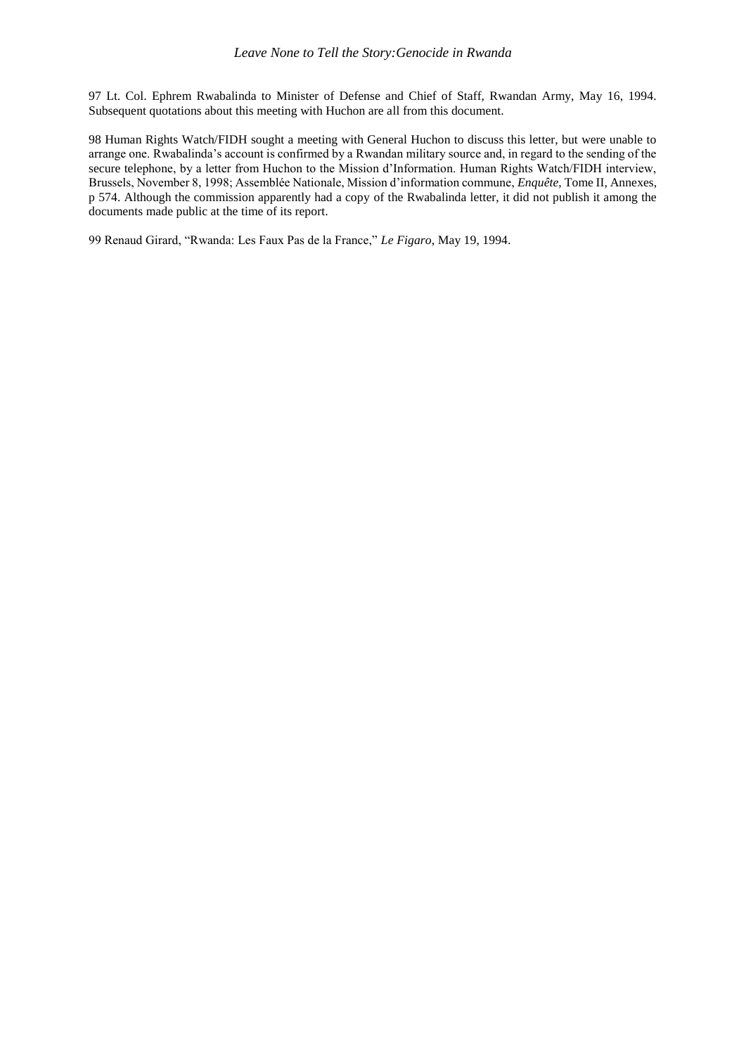97 Lt. Col. Ephrem Rwabalinda to Minister of Defense and Chief of Staff, Rwandan Army, May 16, 1994. Subsequent quotations about this meeting with Huchon are all from this document.

98 Human Rights Watch/FIDH sought a meeting with General Huchon to discuss this letter, but were unable to arrange one. Rwabalinda's account is confirmed by a Rwandan military source and, in regard to the sending of the secure telephone, by a letter from Huchon to the Mission d'Information. Human Rights Watch/FIDH interview, Brussels, November 8, 1998; Assemblée Nationale, Mission d'information commune, *Enquête*, Tome II, Annexes, p 574. Although the commission apparently had a copy of the Rwabalinda letter, it did not publish it among the documents made public at the time of its report.

99 Renaud Girard, "Rwanda: Les Faux Pas de la France," *Le Figaro*, May 19, 1994.